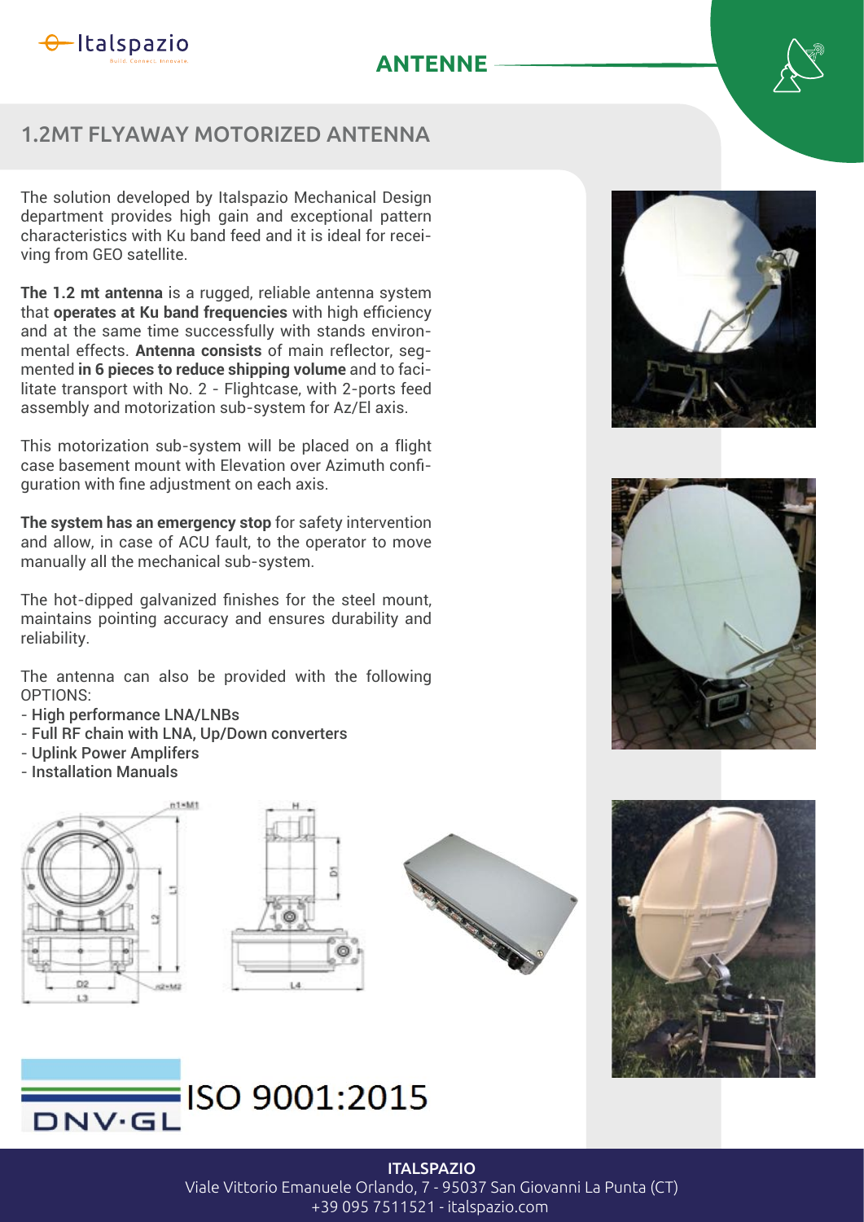# ANTENNE

## 1.2MT FLYAWAY MOTORIZED ANTENNA

The solution developed by Italspazio Mechanical Design department provides high gain and exceptional pattern characteristics with Ku band feed and it is ideal for receiving from GEO satellite.

**The 1.2 mt antenna** is a rugged, reliable antenna system that **operates at Ku band frequencies** with high efficiency and at the same time successfully with stands environmental effects. **Antenna consists** of main reflector, segmented **in 6 pieces to reduce shipping volume** and to facilitate transport with No. 2 - Flightcase, with 2-ports feed assembly and motorization sub-system for Az/El axis.

This motorization sub-system will be placed on a flight case basement mount with Elevation over Azimuth configuration with fine adjustment on each axis.

**The system has an emergency stop** for safety intervention and allow, in case of ACU fault, to the operator to move manually all the mechanical sub-system.

The hot-dipped galvanized finishes for the steel mount, maintains pointing accuracy and ensures durability and reliability.

The antenna can also be provided with the following OPTIONS:

- High performance LNA/LNBs
- Full RF chain with LNA, Up/Down converters
- Uplink Power Amplifers
- Installation Manuals

DNV·GL ISO 9001:2015

**ITALSPAZIO**
Viale Vittorio Emanuele Orlando, 7 - 95037 San Giovanni La Punta (CT)
+39 095 7511521 - italspazio.com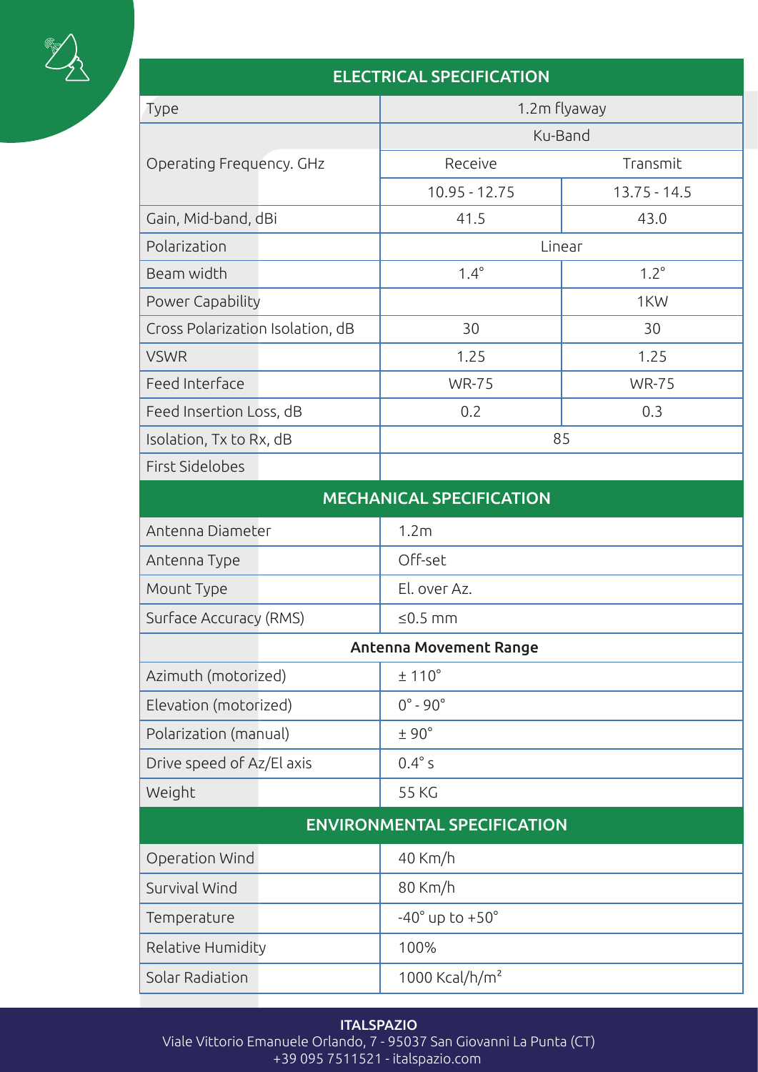## ELECTRICAL SPECIFICATION

| | | |
|---|---|---|
| Type | 1.2m flyaway | |
| Operating Frequency. GHz | Ku-Band | |
| | Receive | Transmit |
| | 10.95 - 12.75 | 13.75 - 14.5 |
| Gain, Mid-band, dBi | 41.5 | 43.0 |
| Polarization | Linear | |
| Beam width | 1.4° | 1.2° |
| Power Capability | | 1KW |
| Cross Polarization Isolation, dB | 30 | 30 |
| VSWR | 1.25 | 1.25 |
| Feed Interface | WR-75 | WR-75 |
| Feed Insertion Loss, dB | 0.2 | 0.3 |
| Isolation, Tx to Rx, dB | 85 | |
| First Sidelobes | | |

## MECHANICAL SPECIFICATION

| | |
|---|---|
| Antenna Diameter | 1.2m |
| Antenna Type | Off-set |
| Mount Type | El. over Az. |
| Surface Accuracy (RMS) | ≤0.5 mm |
| **Antenna Movement Range** | |
| Azimuth (motorized) | ± 110° |
| Elevation (motorized) | 0° - 90° |
| Polarization (manual) | ± 90° |
| Drive speed of Az/El axis | 0.4° s |
| Weight | 55 KG |

## ENVIRONMENTAL SPECIFICATION

| | |
|---|---|
| Operation Wind | 40 Km/h |
| Survival Wind | 80 Km/h |
| Temperature | -40° up to +50° |
| Relative Humidity | 100% |
| Solar Radiation | 1000 Kcal/h/m² |

**ITALSPAZIO**
Viale Vittorio Emanuele Orlando, 7 - 95037 San Giovanni La Punta (CT)
+39 095 7511521 - italspazio.com